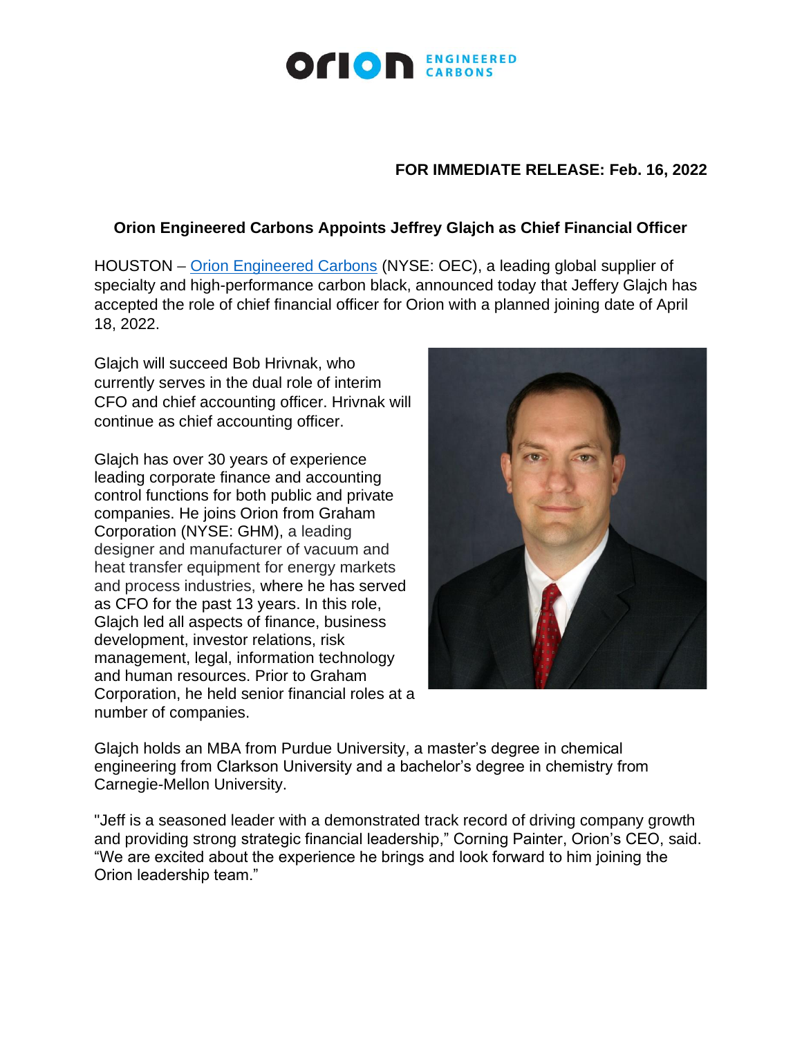**FOR IMMEDIATE RELEASE: Feb. 16, 2022**

## Orion Engineered Carbons Appoints Jeffrey Glajch as Chief Financial Officer

HOUSTON – [Orion Engineered Carbons](Orion Engineered Carbons) (NYSE: OEC), a leading global supplier of specialty and high-performance carbon black, announced today that Jeffery Glajch has accepted the role of chief financial officer for Orion with a planned joining date of April 18, 2022.

Glajch will succeed Bob Hrivnak, who currently serves in the dual role of interim CFO and chief accounting officer. Hrivnak will continue as chief accounting officer.

Glajch has over 30 years of experience leading corporate finance and accounting control functions for both public and private companies. He joins Orion from Graham Corporation (NYSE: GHM), a leading designer and manufacturer of vacuum and heat transfer equipment for energy markets and process industries, where he has served as CFO for the past 13 years. In this role, Glajch led all aspects of finance, business development, investor relations, risk management, legal, information technology and human resources. Prior to Graham Corporation, he held senior financial roles at a number of companies.

Glajch holds an MBA from Purdue University, a master's degree in chemical engineering from Clarkson University and a bachelor's degree in chemistry from Carnegie-Mellon University.

"Jeff is a seasoned leader with a demonstrated track record of driving company growth and providing strong strategic financial leadership," Corning Painter, Orion's CEO, said. "We are excited about the experience he brings and look forward to him joining the Orion leadership team."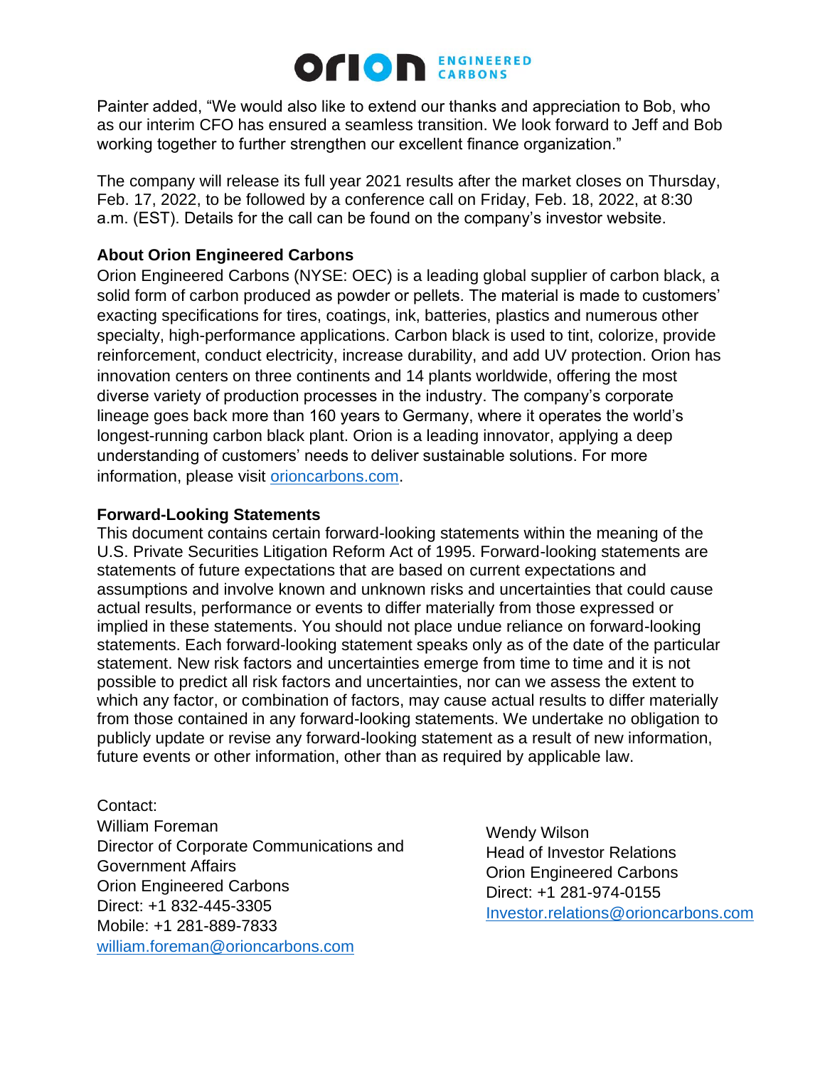Painter added, "We would also like to extend our thanks and appreciation to Bob, who as our interim CFO has ensured a seamless transition. We look forward to Jeff and Bob working together to further strengthen our excellent finance organization."

The company will release its full year 2021 results after the market closes on Thursday, Feb. 17, 2022, to be followed by a conference call on Friday, Feb. 18, 2022, at 8:30 a.m. (EST). Details for the call can be found on the company's investor website.

**About Orion Engineered Carbons**

Orion Engineered Carbons (NYSE: OEC) is a leading global supplier of carbon black, a solid form of carbon produced as powder or pellets. The material is made to customers' exacting specifications for tires, coatings, ink, batteries, plastics and numerous other specialty, high-performance applications. Carbon black is used to tint, colorize, provide reinforcement, conduct electricity, increase durability, and add UV protection. Orion has innovation centers on three continents and 14 plants worldwide, offering the most diverse variety of production processes in the industry. The company's corporate lineage goes back more than 160 years to Germany, where it operates the world's longest-running carbon black plant. Orion is a leading innovator, applying a deep understanding of customers' needs to deliver sustainable solutions. For more information, please visit [orioncarbons.com](http://orioncarbons.com).

**Forward-Looking Statements**

This document contains certain forward-looking statements within the meaning of the U.S. Private Securities Litigation Reform Act of 1995. Forward-looking statements are statements of future expectations that are based on current expectations and assumptions and involve known and unknown risks and uncertainties that could cause actual results, performance or events to differ materially from those expressed or implied in these statements. You should not place undue reliance on forward-looking statements. Each forward-looking statement speaks only as of the date of the particular statement. New risk factors and uncertainties emerge from time to time and it is not possible to predict all risk factors and uncertainties, nor can we assess the extent to which any factor, or combination of factors, may cause actual results to differ materially from those contained in any forward-looking statements. We undertake no obligation to publicly update or revise any forward-looking statement as a result of new information, future events or other information, other than as required by applicable law.

Contact:
William Foreman
Director of Corporate Communications and Government Affairs
Orion Engineered Carbons
Direct: +1 832-445-3305
Mobile: +1 281-889-7833
[william.foreman@orioncarbons.com](mailto:william.foreman@orioncarbons.com)

Wendy Wilson
Head of Investor Relations
Orion Engineered Carbons
Direct: +1 281-974-0155
[Investor.relations@orioncarbons.com](mailto:Investor.relations@orioncarbons.com)